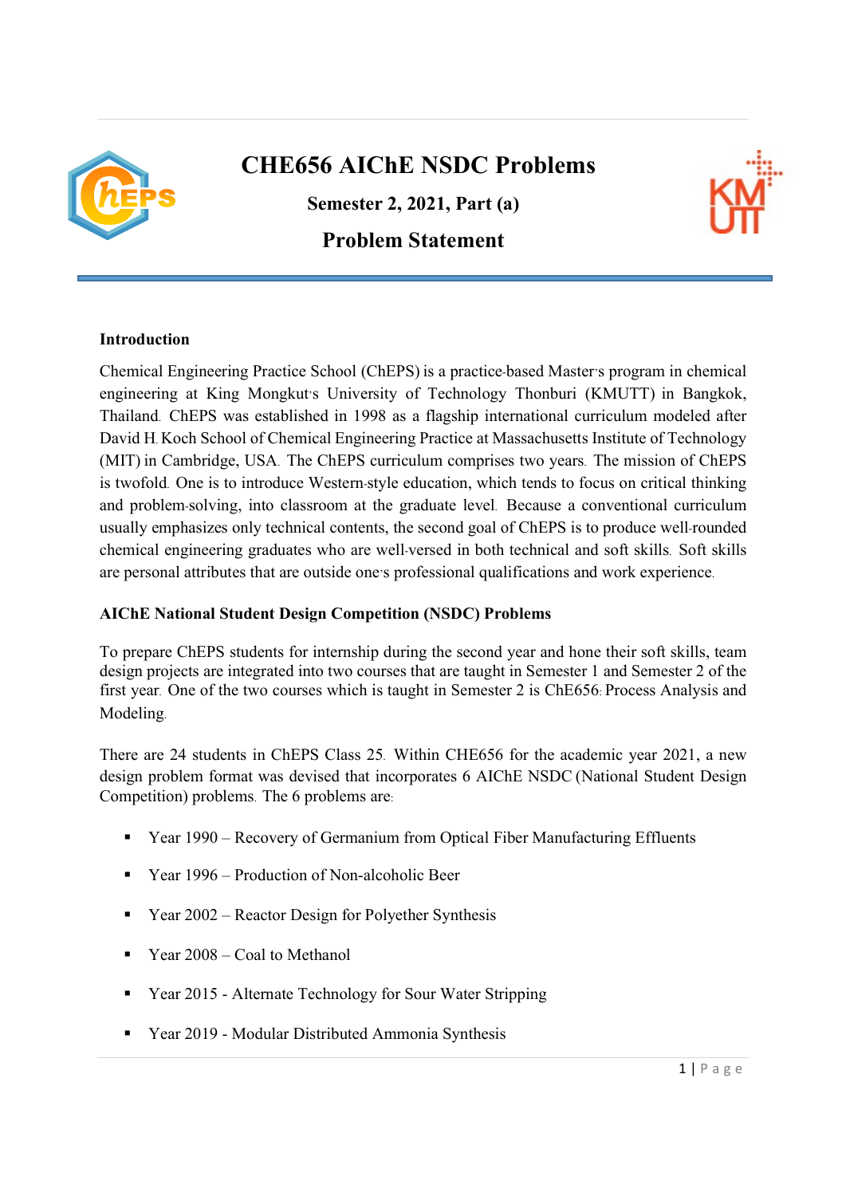# CHE656 AIChE NSDC Problems

## Semester 2, 2021, Part (a)

## Problem Statement

### Introduction

Chemical Engineering Practice School (ChEPS) is a practice-based Master's program in chemical engineering at King Mongkut's University of Technology Thonburi (KMUTT) in Bangkok, Thailand. ChEPS was established in 1998 as a flagship international curriculum modeled after David H. Koch School of Chemical Engineering Practice at Massachusetts Institute of Technology (MIT) in Cambridge, USA. The ChEPS curriculum comprises two years. The mission of ChEPS is twofold. One is to introduce Western-style education, which tends to focus on critical thinking and problem-solving, into classroom at the graduate level. Because a conventional curriculum usually emphasizes only technical contents, the second goal of ChEPS is to produce well-rounded chemical engineering graduates who are well-versed in both technical and soft skills. Soft skills are personal attributes that are outside one's professional qualifications and work experience.

### AIChE National Student Design Competition (NSDC) Problems

To prepare ChEPS students for internship during the second year and hone their soft skills, team design projects are integrated into two courses that are taught in Semester 1 and Semester 2 of the first year. One of the two courses which is taught in Semester 2 is ChE656: Process Analysis and Modeling.

There are 24 students in ChEPS Class 25. Within CHE656 for the academic year 2021, a new design problem format was devised that incorporates 6 AIChE NSDC (National Student Design Competition) problems. The 6 problems are:

- Year 1990 – Recovery of Germanium from Optical Fiber Manufacturing Effluents
- Year 1996 – Production of Non-alcoholic Beer
- Year 2002 – Reactor Design for Polyether Synthesis
- Year 2008 – Coal to Methanol
- Year 2015 - Alternate Technology for Sour Water Stripping
- Year 2019 - Modular Distributed Ammonia Synthesis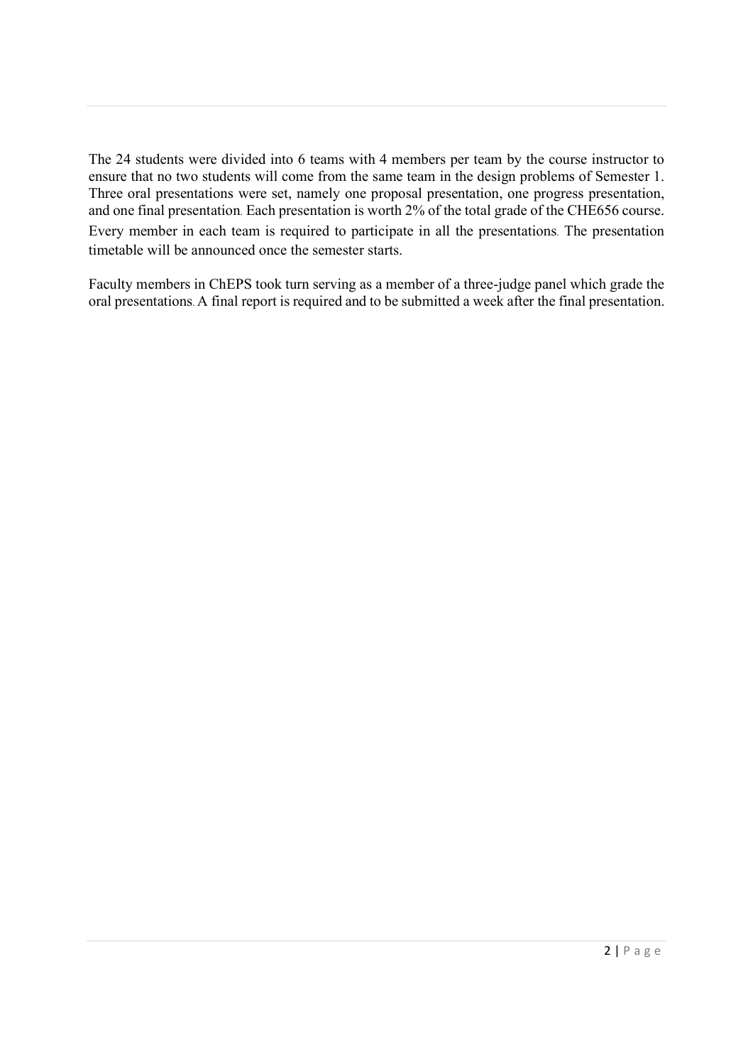The 24 students were divided into 6 teams with 4 members per team by the course instructor to ensure that no two students will come from the same team in the design problems of Semester 1. Three oral presentations were set, namely one proposal presentation, one progress presentation, and one final presentation. Each presentation is worth 2% of the total grade of the CHE656 course. Every member in each team is required to participate in all the presentations. The presentation timetable will be announced once the semester starts.

Faculty members in ChEPS took turn serving as a member of a three-judge panel which grade the oral presentations. A final report is required and to be submitted a week after the final presentation.